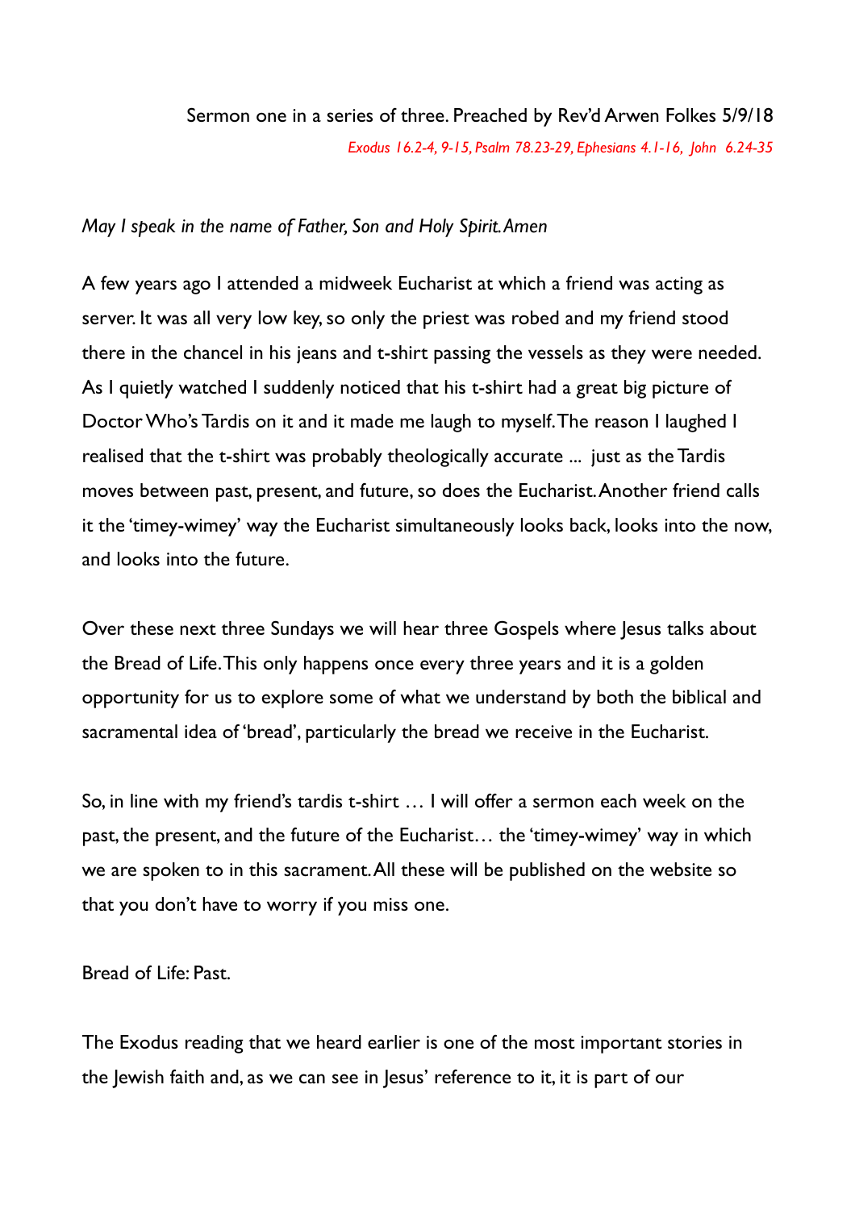Sermon one in a series of three. Preached by Rev'd Arwen Folkes 5/9/18

*Exodus 16.2-4, 9-15, Psalm 78.23-29, Ephesians 4.1-16, John 6.24-35*

*May I speak in the name of Father, Son and Holy Spirit. Amen*

A few years ago I attended a midweek Eucharist at which a friend was acting as server. It was all very low key, so only the priest was robed and my friend stood there in the chancel in his jeans and t-shirt passing the vessels as they were needed. As I quietly watched I suddenly noticed that his t-shirt had a great big picture of Doctor Who's Tardis on it and it made me laugh to myself. The reason I laughed I realised that the t-shirt was probably theologically accurate ... just as the Tardis moves between past, present, and future, so does the Eucharist. Another friend calls it the 'timey-wimey' way the Eucharist simultaneously looks back, looks into the now, and looks into the future.

Over these next three Sundays we will hear three Gospels where Jesus talks about the Bread of Life. This only happens once every three years and it is a golden opportunity for us to explore some of what we understand by both the biblical and sacramental idea of 'bread', particularly the bread we receive in the Eucharist.

So, in line with my friend's tardis t-shirt … I will offer a sermon each week on the past, the present, and the future of the Eucharist… the 'timey-wimey' way in which we are spoken to in this sacrament. All these will be published on the website so that you don't have to worry if you miss one.

Bread of Life: Past.

The Exodus reading that we heard earlier is one of the most important stories in the Jewish faith and, as we can see in Jesus' reference to it, it is part of our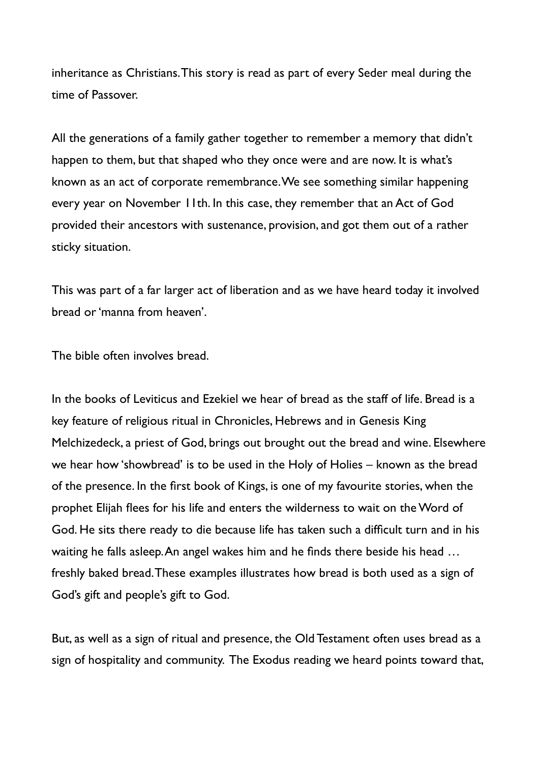inheritance as Christians. This story is read as part of every Seder meal during the time of Passover.

All the generations of a family gather together to remember a memory that didn't happen to them, but that shaped who they once were and are now. It is what's known as an act of corporate remembrance. We see something similar happening every year on November 11th. In this case, they remember that an Act of God provided their ancestors with sustenance, provision, and got them out of a rather sticky situation.

This was part of a far larger act of liberation and as we have heard today it involved bread or 'manna from heaven'.

The bible often involves bread.

In the books of Leviticus and Ezekiel we hear of bread as the staff of life. Bread is a key feature of religious ritual in Chronicles, Hebrews and in Genesis King Melchizedeck, a priest of God, brings out brought out the bread and wine. Elsewhere we hear how 'showbread' is to be used in the Holy of Holies – known as the bread of the presence. In the first book of Kings, is one of my favourite stories, when the prophet Elijah flees for his life and enters the wilderness to wait on the Word of God. He sits there ready to die because life has taken such a difficult turn and in his waiting he falls asleep. An angel wakes him and he finds there beside his head … freshly baked bread. These examples illustrates how bread is both used as a sign of God's gift and people's gift to God.

But, as well as a sign of ritual and presence, the Old Testament often uses bread as a sign of hospitality and community. The Exodus reading we heard points toward that,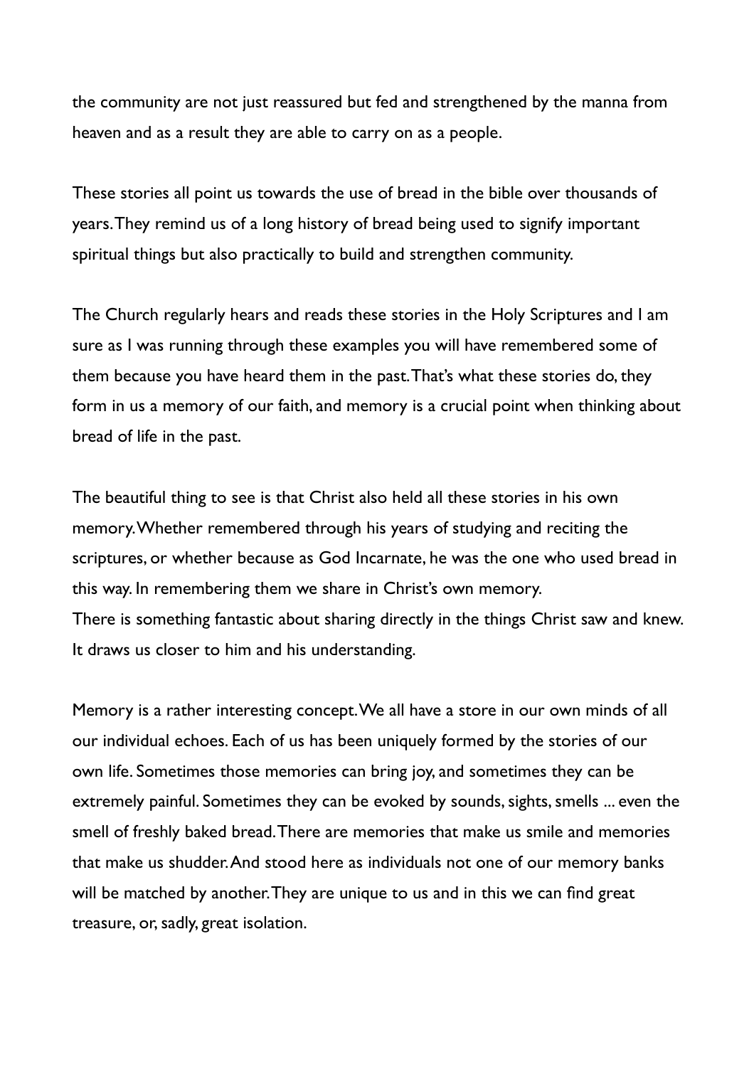the community are not just reassured but fed and strengthened by the manna from heaven and as a result they are able to carry on as a people.

These stories all point us towards the use of bread in the bible over thousands of years. They remind us of a long history of bread being used to signify important spiritual things but also practically to build and strengthen community.

The Church regularly hears and reads these stories in the Holy Scriptures and I am sure as I was running through these examples you will have remembered some of them because you have heard them in the past. That's what these stories do, they form in us a memory of our faith, and memory is a crucial point when thinking about bread of life in the past.

The beautiful thing to see is that Christ also held all these stories in his own memory. Whether remembered through his years of studying and reciting the scriptures, or whether because as God Incarnate, he was the one who used bread in this way. In remembering them we share in Christ's own memory.
There is something fantastic about sharing directly in the things Christ saw and knew. It draws us closer to him and his understanding.

Memory is a rather interesting concept. We all have a store in our own minds of all our individual echoes. Each of us has been uniquely formed by the stories of our own life. Sometimes those memories can bring joy, and sometimes they can be extremely painful. Sometimes they can be evoked by sounds, sights, smells ... even the smell of freshly baked bread. There are memories that make us smile and memories that make us shudder. And stood here as individuals not one of our memory banks will be matched by another. They are unique to us and in this we can find great treasure, or, sadly, great isolation.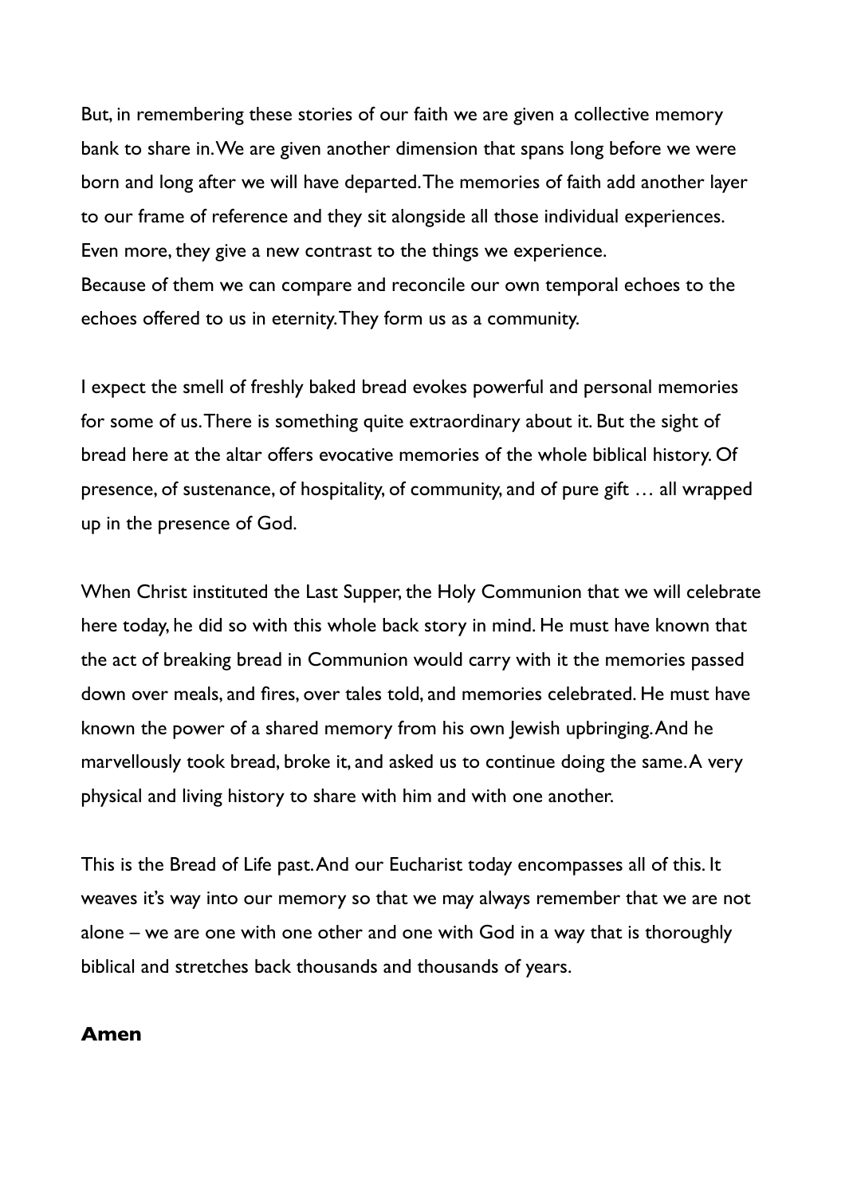But, in remembering these stories of our faith we are given a collective memory bank to share in. We are given another dimension that spans long before we were born and long after we will have departed. The memories of faith add another layer to our frame of reference and they sit alongside all those individual experiences. Even more, they give a new contrast to the things we experience.
Because of them we can compare and reconcile our own temporal echoes to the echoes offered to us in eternity. They form us as a community.

I expect the smell of freshly baked bread evokes powerful and personal memories for some of us. There is something quite extraordinary about it. But the sight of bread here at the altar offers evocative memories of the whole biblical history. Of presence, of sustenance, of hospitality, of community, and of pure gift … all wrapped up in the presence of God.

When Christ instituted the Last Supper, the Holy Communion that we will celebrate here today, he did so with this whole back story in mind. He must have known that the act of breaking bread in Communion would carry with it the memories passed down over meals, and fires, over tales told, and memories celebrated. He must have known the power of a shared memory from his own Jewish upbringing. And he marvellously took bread, broke it, and asked us to continue doing the same. A very physical and living history to share with him and with one another.

This is the Bread of Life past. And our Eucharist today encompasses all of this. It weaves it's way into our memory so that we may always remember that we are not alone – we are one with one other and one with God in a way that is thoroughly biblical and stretches back thousands and thousands of years.

**Amen**